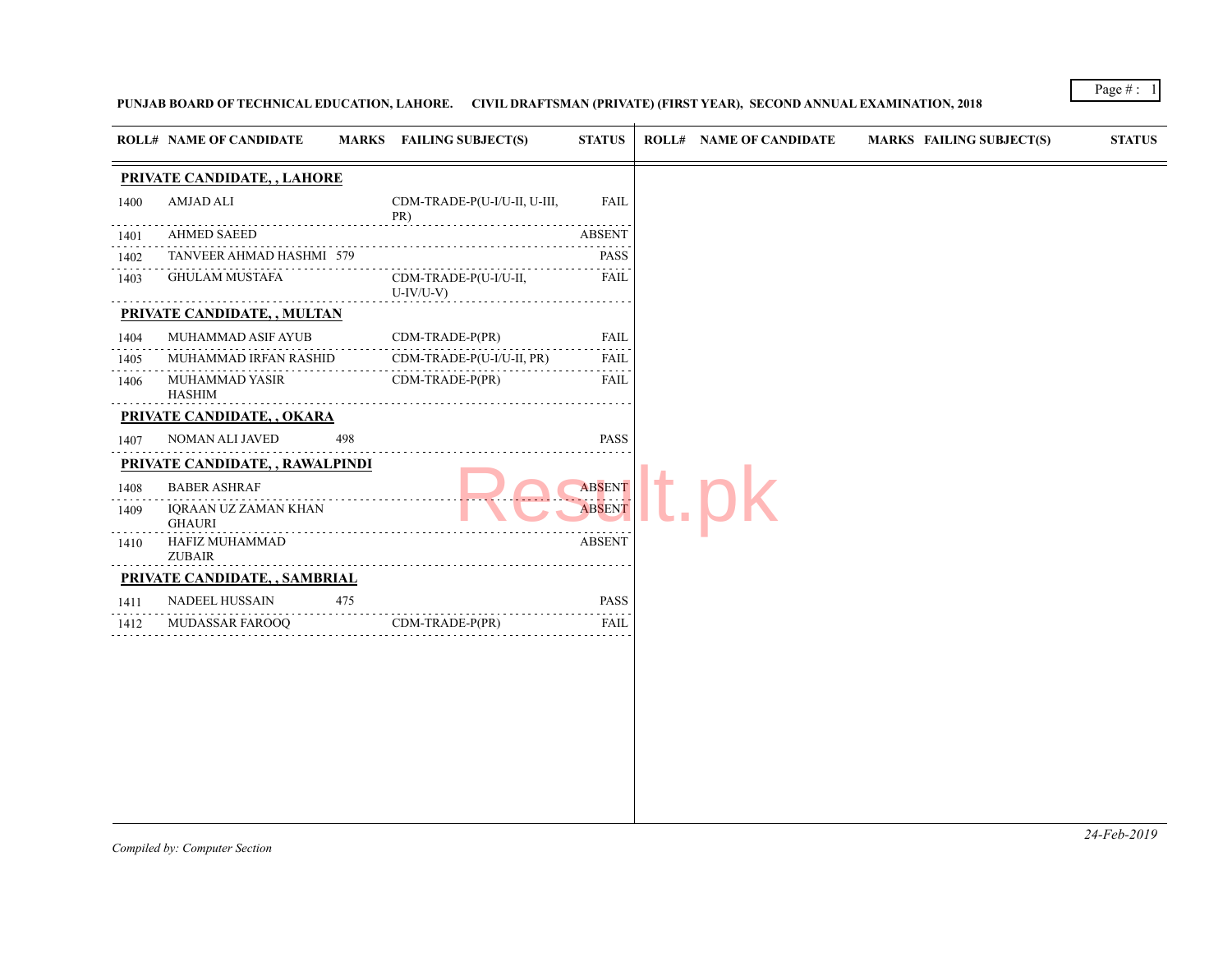**PUNJAB BOARD OF TECHNICAL EDUCATION, LAHORE. CIVIL DRAFTSMAN (PRIVATE) (FIRST YEAR), SECOND ANNUAL EXAMINATION, 2018**

| ROLL# | NAME OF CANDIDATE | MARKS | FAILING SUBJECT(S) | STATUS |
|---|---|---|---|---|
| **PRIVATE CANDIDATE, , LAHORE** | | | | |
| 1400 | AMJAD ALI | | CDM-TRADE-P(U-I/U-II, U-III, PR) | FAIL |
| 1401 | AHMED SAEED | | | ABSENT |
| 1402 | TANVEER AHMAD HASHMI | 579 | | PASS |
| 1403 | GHULAM MUSTAFA | | CDM-TRADE-P(U-I/U-II, U-IV/U-V) | FAIL |
| **PRIVATE CANDIDATE, , MULTAN** | | | | |
| 1404 | MUHAMMAD ASIF AYUB | | CDM-TRADE-P(PR) | FAIL |
| 1405 | MUHAMMAD IRFAN RASHID | | CDM-TRADE-P(U-I/U-II, PR) | FAIL |
| 1406 | MUHAMMAD YASIR HASHIM | | CDM-TRADE-P(PR) | FAIL |
| **PRIVATE CANDIDATE, , OKARA** | | | | |
| 1407 | NOMAN ALI JAVED | 498 | | PASS |
| **PRIVATE CANDIDATE, , RAWALPINDI** | | | | |
| 1408 | BABER ASHRAF | | | ABSENT |
| 1409 | IQRAAN UZ ZAMAN KHAN GHAURI | | | ABSENT |
| 1410 | HAFIZ MUHAMMAD ZUBAIR | | | ABSENT |
| **PRIVATE CANDIDATE, , SAMBRIAL** | | | | |
| 1411 | NADEEL HUSSAIN | 475 | | PASS |
| 1412 | MUDASSAR FAROOQ | | CDM-TRADE-P(PR) | FAIL |

*Compiled by: Computer Section*

*24-Feb-2019*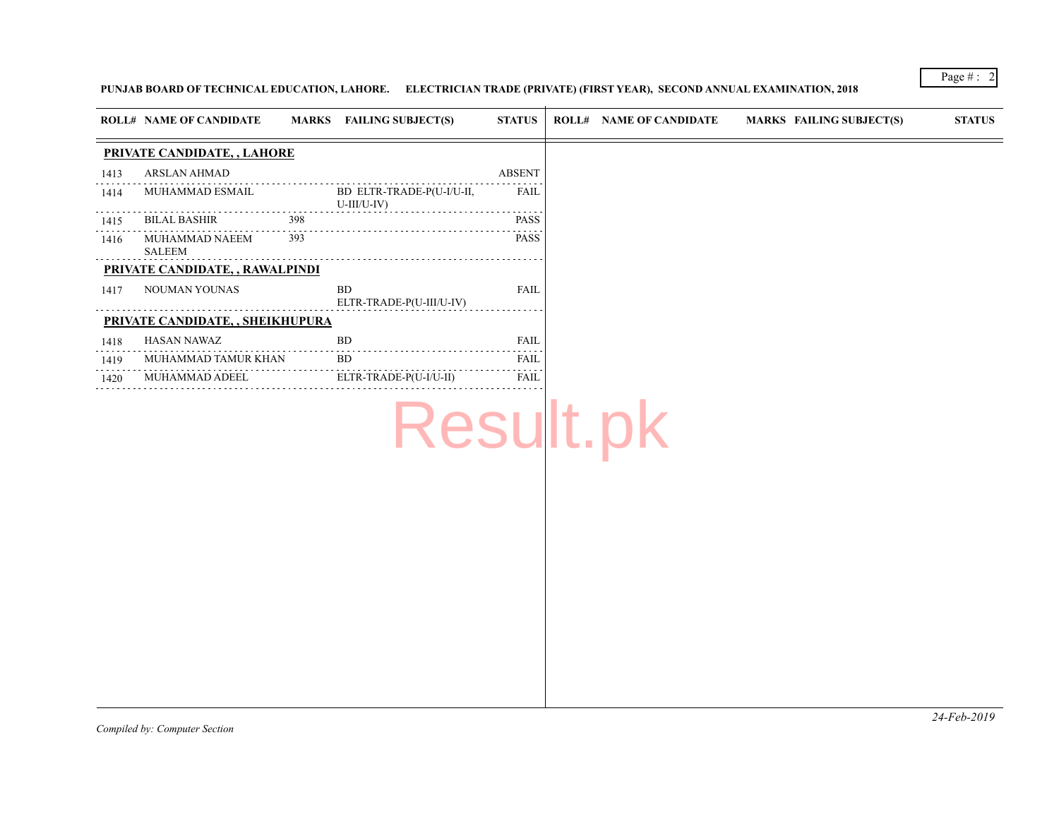**PUNJAB BOARD OF TECHNICAL EDUCATION, LAHORE. ELECTRICIAN TRADE (PRIVATE) (FIRST YEAR), SECOND ANNUAL EXAMINATION, 2018**

| ROLL# | NAME OF CANDIDATE | MARKS | FAILING SUBJECT(S) | STATUS |
|---|---|---|---|---|
| **PRIVATE CANDIDATE, , LAHORE** | | | | |
| 1413 | ARSLAN AHMAD | | | ABSENT |
| 1414 | MUHAMMAD ESMAIL | | BD ELTR-TRADE-P(U-I/U-II, U-III/U-IV) | FAIL |
| 1415 | BILAL BASHIR | 398 | | PASS |
| 1416 | MUHAMMAD NAEEM SALEEM | 393 | | PASS |
| **PRIVATE CANDIDATE, , RAWALPINDI** | | | | |
| 1417 | NOUMAN YOUNAS | | BD ELTR-TRADE-P(U-III/U-IV) | FAIL |
| **PRIVATE CANDIDATE, , SHEIKHUPURA** | | | | |
| 1418 | HASAN NAWAZ | | BD | FAIL |
| 1419 | MUHAMMAD TAMUR KHAN | | BD | FAIL |
| 1420 | MUHAMMAD ADEEL | | ELTR-TRADE-P(U-I/U-II) | FAIL |

*Compiled by: Computer Section*

*24-Feb-2019*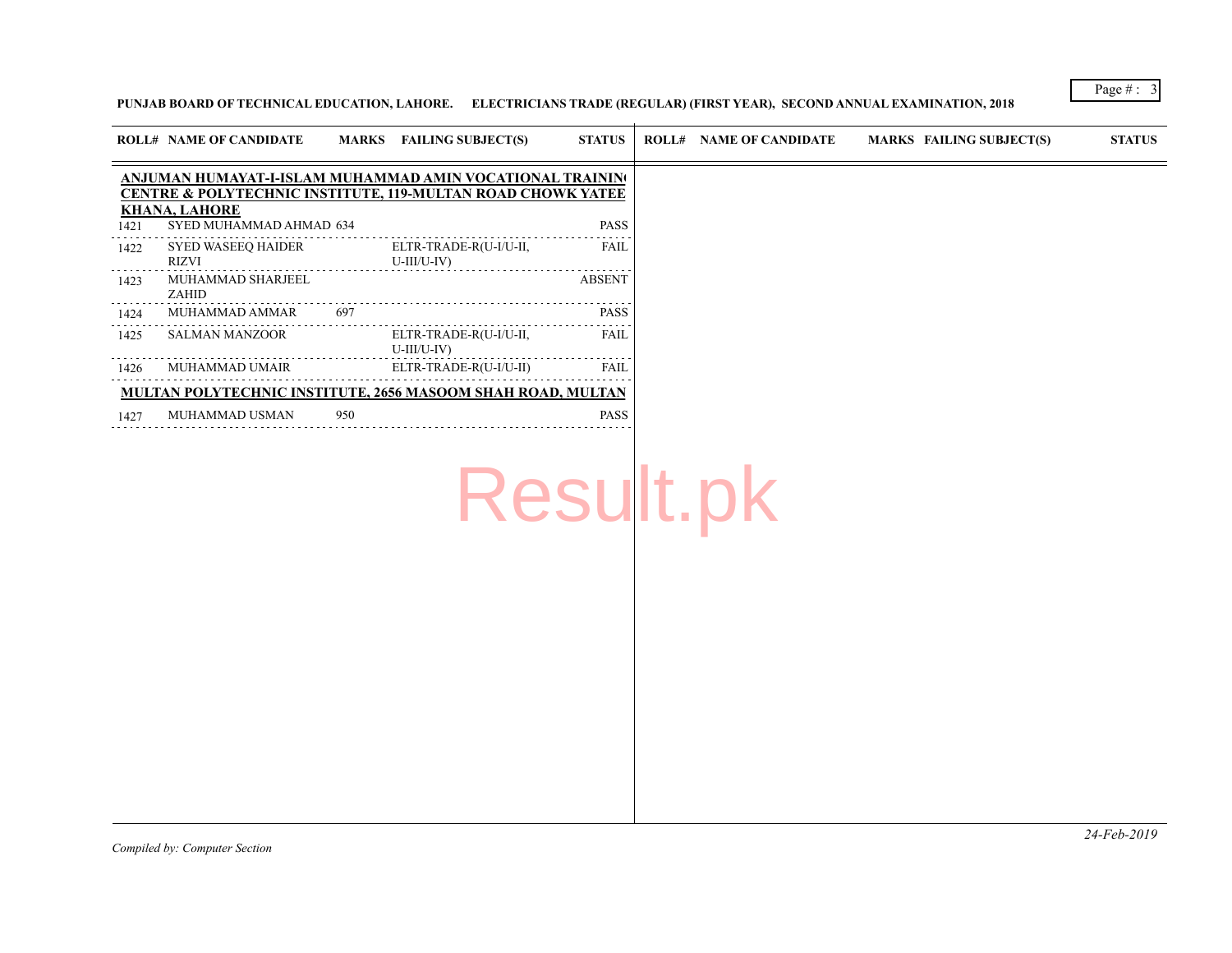**PUNJAB BOARD OF TECHNICAL EDUCATION, LAHORE. ELECTRICIANS TRADE (REGULAR) (FIRST YEAR), SECOND ANNUAL EXAMINATION, 2018**

| ROLL# | NAME OF CANDIDATE | MARKS | FAILING SUBJECT(S) | STATUS |
|---|---|---|---|---|
| **ANJUMAN HUMAYAT-I-ISLAM MUHAMMAD AMIN VOCATIONAL TRAINING CENTRE & POLYTECHNIC INSTITUTE, 119-MULTAN ROAD CHOWK YATEEM KHANA, LAHORE** | | | | |
| 1421 | SYED MUHAMMAD AHMAD | 634 | | PASS |
| 1422 | SYED WASEEQ HAIDER RIZVI | | ELTR-TRADE-R(U-I/U-II, U-III/U-IV) | FAIL |
| 1423 | MUHAMMAD SHARJEEL ZAHID | | | ABSENT |
| 1424 | MUHAMMAD AMMAR | 697 | | PASS |
| 1425 | SALMAN MANZOOR | | ELTR-TRADE-R(U-I/U-II, U-III/U-IV) | FAIL |
| 1426 | MUHAMMAD UMAIR | | ELTR-TRADE-R(U-I/U-II) | FAIL |
| **MULTAN POLYTECHNIC INSTITUTE, 2656 MASOOM SHAH ROAD, MULTAN** | | | | |
| 1427 | MUHAMMAD USMAN | 950 | | PASS |

Result.pk

24-Feb-2019

*Compiled by: Computer Section*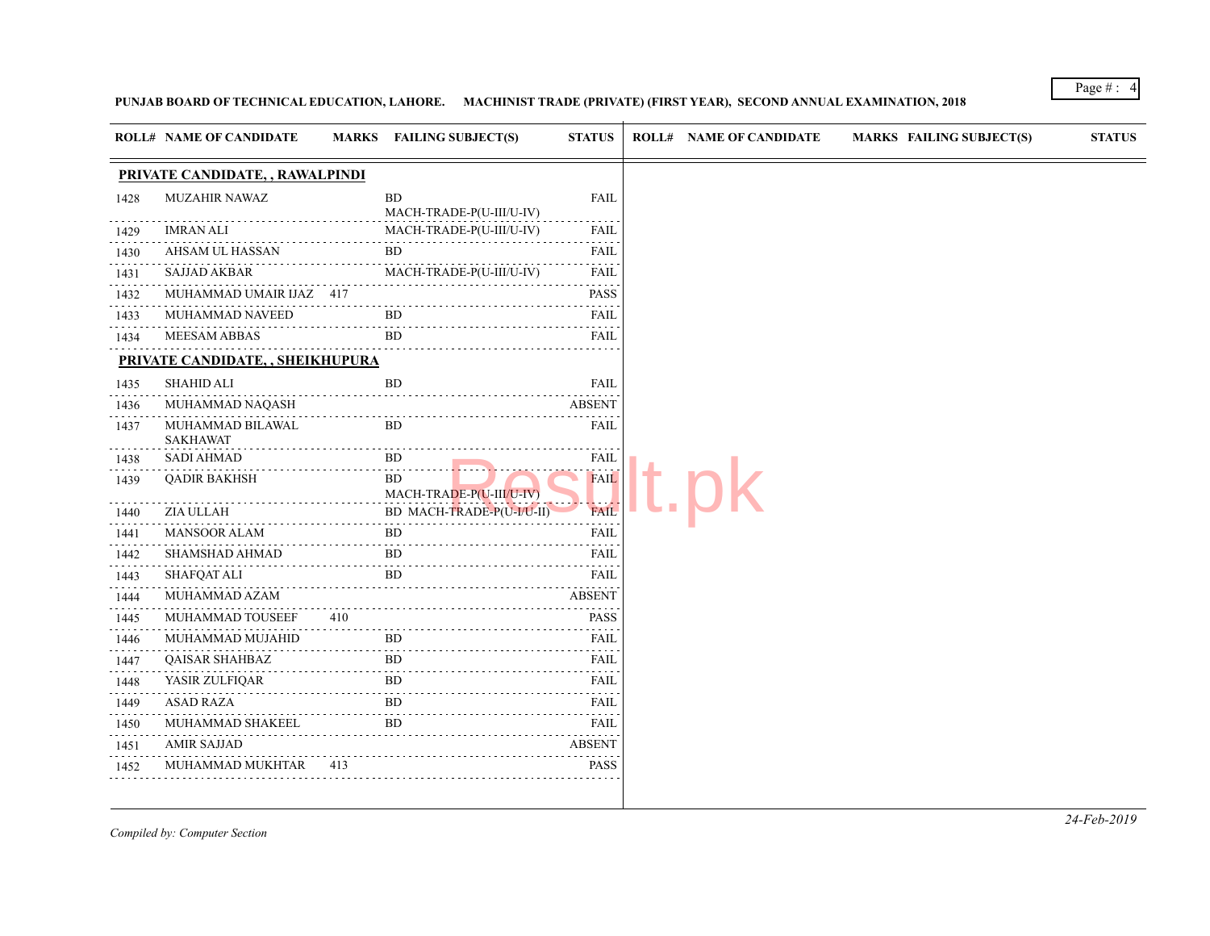**PUNJAB BOARD OF TECHNICAL EDUCATION, LAHORE. MACHINIST TRADE (PRIVATE) (FIRST YEAR), SECOND ANNUAL EXAMINATION, 2018**

| ROLL# | NAME OF CANDIDATE | MARKS | FAILING SUBJECT(S) | STATUS |
|---|---|---|---|---|
| **PRIVATE CANDIDATE, , RAWALPINDI** | | | | |
| 1428 | MUZAHIR NAWAZ | | BD MACH-TRADE-P(U-III/U-IV) | FAIL |
| 1429 | IMRAN ALI | | MACH-TRADE-P(U-III/U-IV) | FAIL |
| 1430 | AHSAM UL HASSAN | | BD | FAIL |
| 1431 | SAJJAD AKBAR | | MACH-TRADE-P(U-III/U-IV) | FAIL |
| 1432 | MUHAMMAD UMAIR IJAZ | 417 | | PASS |
| 1433 | MUHAMMAD NAVEED | | BD | FAIL |
| 1434 | MEESAM ABBAS | | BD | FAIL |
| **PRIVATE CANDIDATE, , SHEIKHUPURA** | | | | |
| 1435 | SHAHID ALI | | BD | FAIL |
| 1436 | MUHAMMAD NAQASH | | | ABSENT |
| 1437 | MUHAMMAD BILAWAL SAKHAWAT | | BD | FAIL |
| 1438 | SADI AHMAD | | BD | FAIL |
| 1439 | QADIR BAKHSH | | BD MACH-TRADE-P(U-III/U-IV) | FAIL |
| 1440 | ZIA ULLAH | | BD MACH-TRADE-P(U-I/U-II) | FAIL |
| 1441 | MANSOOR ALAM | | BD | FAIL |
| 1442 | SHAMSHAD AHMAD | | BD | FAIL |
| 1443 | SHAFQAT ALI | | BD | FAIL |
| 1444 | MUHAMMAD AZAM | | | ABSENT |
| 1445 | MUHAMMAD TOUSEEF | 410 | | PASS |
| 1446 | MUHAMMAD MUJAHID | | BD | FAIL |
| 1447 | QAISAR SHAHBAZ | | BD | FAIL |
| 1448 | YASIR ZULFIQAR | | BD | FAIL |
| 1449 | ASAD RAZA | | BD | FAIL |
| 1450 | MUHAMMAD SHAKEEL | | BD | FAIL |
| 1451 | AMIR SAJJAD | | | ABSENT |
| 1452 | MUHAMMAD MUKHTAR | 413 | | PASS |

*Compiled by: Computer Section*

*24-Feb-2019*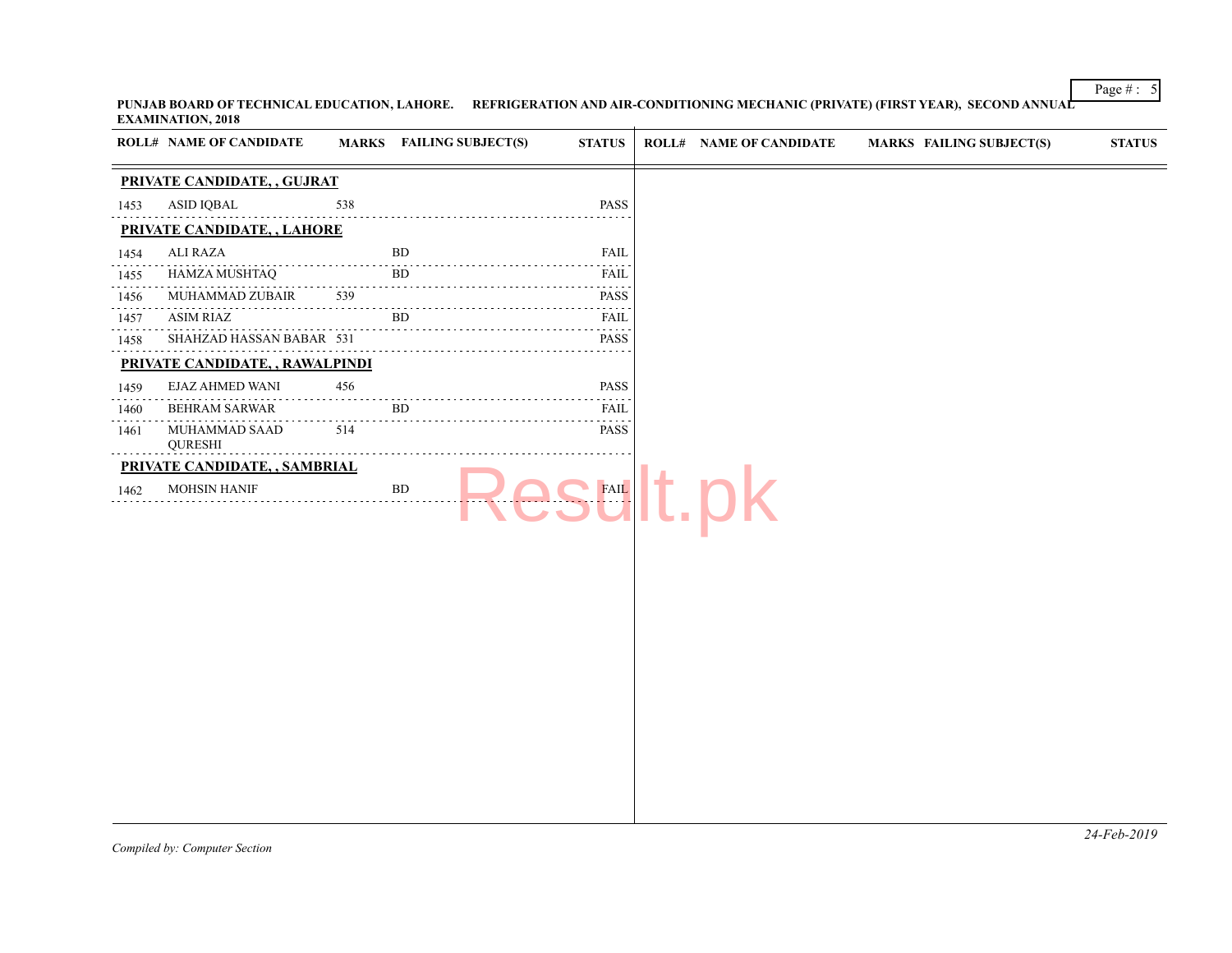**PUNJAB BOARD OF TECHNICAL EDUCATION, LAHORE. REFRIGERATION AND AIR-CONDITIONING MECHANIC (PRIVATE) (FIRST YEAR), SECOND ANNUAL EXAMINATION, 2018**

| ROLL# | NAME OF CANDIDATE | MARKS | FAILING SUBJECT(S) | STATUS |
|---|---|---|---|---|
| **PRIVATE CANDIDATE, , GUJRAT** | | | | |
| 1453 | ASID IQBAL | 538 | | PASS |
| **PRIVATE CANDIDATE, , LAHORE** | | | | |
| 1454 | ALI RAZA | | BD | FAIL |
| 1455 | HAMZA MUSHTAQ | | BD | FAIL |
| 1456 | MUHAMMAD ZUBAIR | 539 | | PASS |
| 1457 | ASIM RIAZ | | BD | FAIL |
| 1458 | SHAHZAD HASSAN BABAR | 531 | | PASS |
| **PRIVATE CANDIDATE, , RAWALPINDI** | | | | |
| 1459 | EJAZ AHMED WANI | 456 | | PASS |
| 1460 | BEHRAM SARWAR | | BD | FAIL |
| 1461 | MUHAMMAD SAAD QURESHI | 514 | | PASS |
| **PRIVATE CANDIDATE, , SAMBRIAL** | | | | |
| 1462 | MOHSIN HANIF | | BD | FAIL |

*Compiled by: Computer Section*

*24-Feb-2019*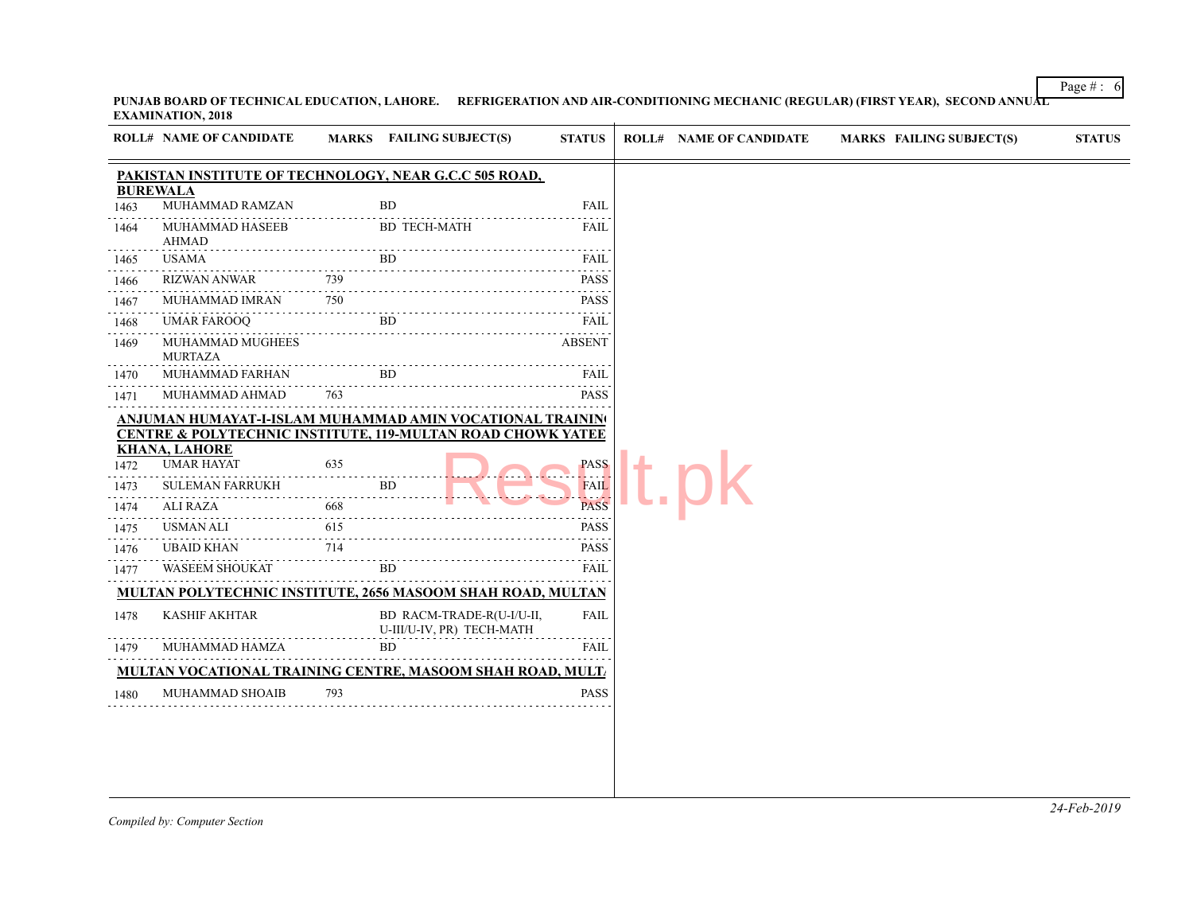**PUNJAB BOARD OF TECHNICAL EDUCATION, LAHORE. REFRIGERATION AND AIR-CONDITIONING MECHANIC (REGULAR) (FIRST YEAR), SECOND ANNUAL EXAMINATION, 2018**

| ROLL# | NAME OF CANDIDATE | MARKS | FAILING SUBJECT(S) | STATUS |
|---|---|---|---|---|
| **PAKISTAN INSTITUTE OF TECHNOLOGY, NEAR G.C.C 505 ROAD, BUREWALA** | | | | |
| 1463 | MUHAMMAD RAMZAN | | BD | FAIL |
| 1464 | MUHAMMAD HASEEB AHMAD | | BD TECH-MATH | FAIL |
| 1465 | USAMA | | BD | FAIL |
| 1466 | RIZWAN ANWAR | 739 | | PASS |
| 1467 | MUHAMMAD IMRAN | 750 | | PASS |
| 1468 | UMAR FAROOQ | | BD | FAIL |
| 1469 | MUHAMMAD MUGHEES MURTAZA | | | ABSENT |
| 1470 | MUHAMMAD FARHAN | | BD | FAIL |
| 1471 | MUHAMMAD AHMAD | 763 | | PASS |
| **ANJUMAN HUMAYAT-I-ISLAM MUHAMMAD AMIN VOCATIONAL TRAINING CENTRE & POLYTECHNIC INSTITUTE, 119-MULTAN ROAD CHOWK YATEEM KHANA, LAHORE** | | | | |
| 1472 | UMAR HAYAT | 635 | | PASS |
| 1473 | SULEMAN FARRUKH | | BD | FAIL |
| 1474 | ALI RAZA | 668 | | PASS |
| 1475 | USMAN ALI | 615 | | PASS |
| 1476 | UBAID KHAN | 714 | | PASS |
| 1477 | WASEEM SHOUKAT | | BD | FAIL |
| **MULTAN POLYTECHNIC INSTITUTE, 2656 MASOOM SHAH ROAD, MULTAN** | | | | |
| 1478 | KASHIF AKHTAR | | BD RACM-TRADE-R(U-I/U-II, U-III/U-IV, PR) TECH-MATH | FAIL |
| 1479 | MUHAMMAD HAMZA | | BD | FAIL |
| **MULTAN VOCATIONAL TRAINING CENTRE, MASOOM SHAH ROAD, MULTAN** | | | | |
| 1480 | MUHAMMAD SHOAIB | 793 | | PASS |

*Compiled by: Computer Section*

*24-Feb-2019*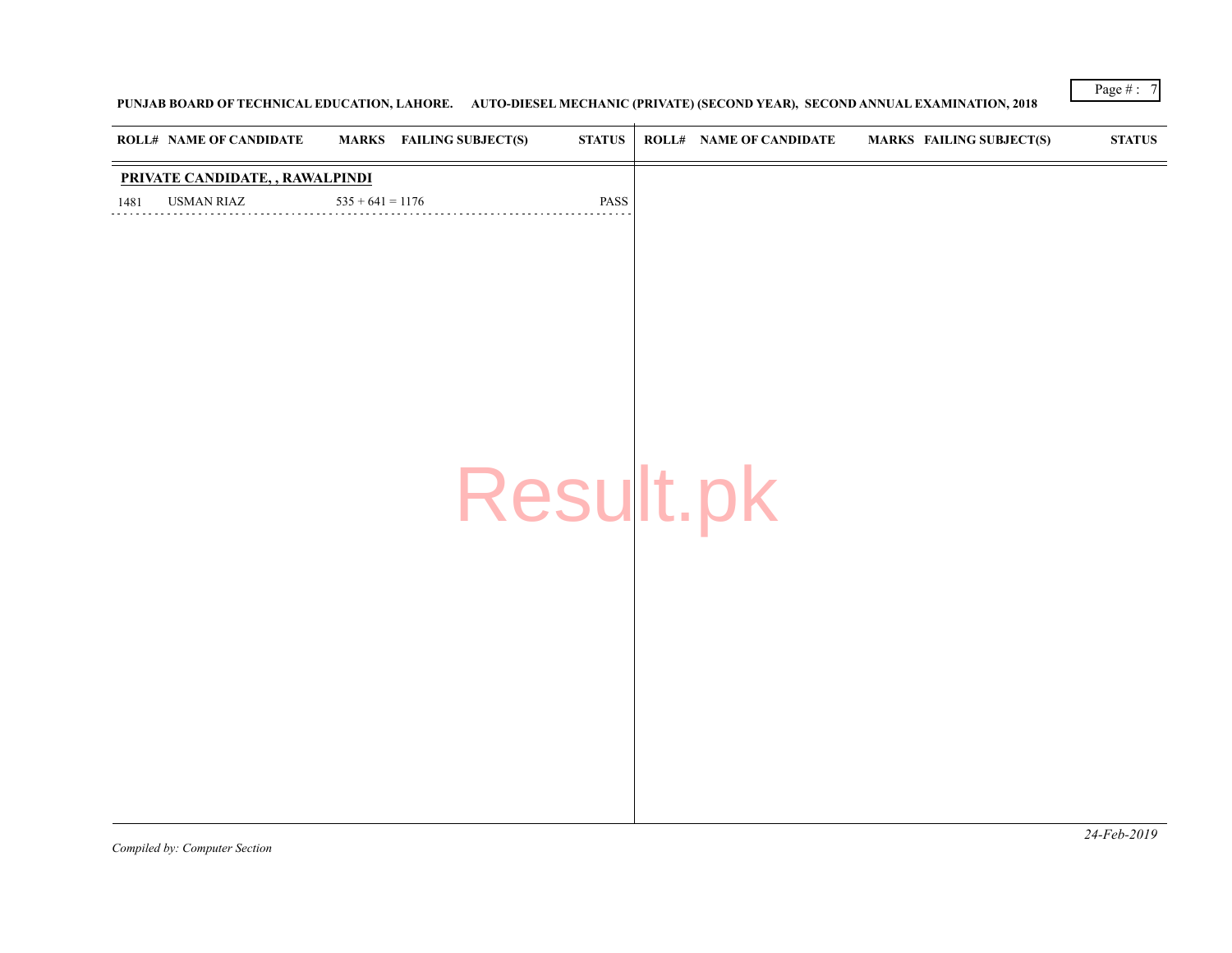PUNJAB BOARD OF TECHNICAL EDUCATION, LAHORE. AUTO-DIESEL MECHANIC (PRIVATE) (SECOND YEAR), SECOND ANNUAL EXAMINATION, 2018

| ROLL# | NAME OF CANDIDATE | MARKS | FAILING SUBJECT(S) | STATUS |
|---|---|---|---|---|
| **PRIVATE CANDIDATE, , RAWALPINDI** | | | | |
| 1481 | USMAN RIAZ | 535 + 641 = 1176 | | PASS |

Result.pk

*Compiled by: Computer Section*

*24-Feb-2019*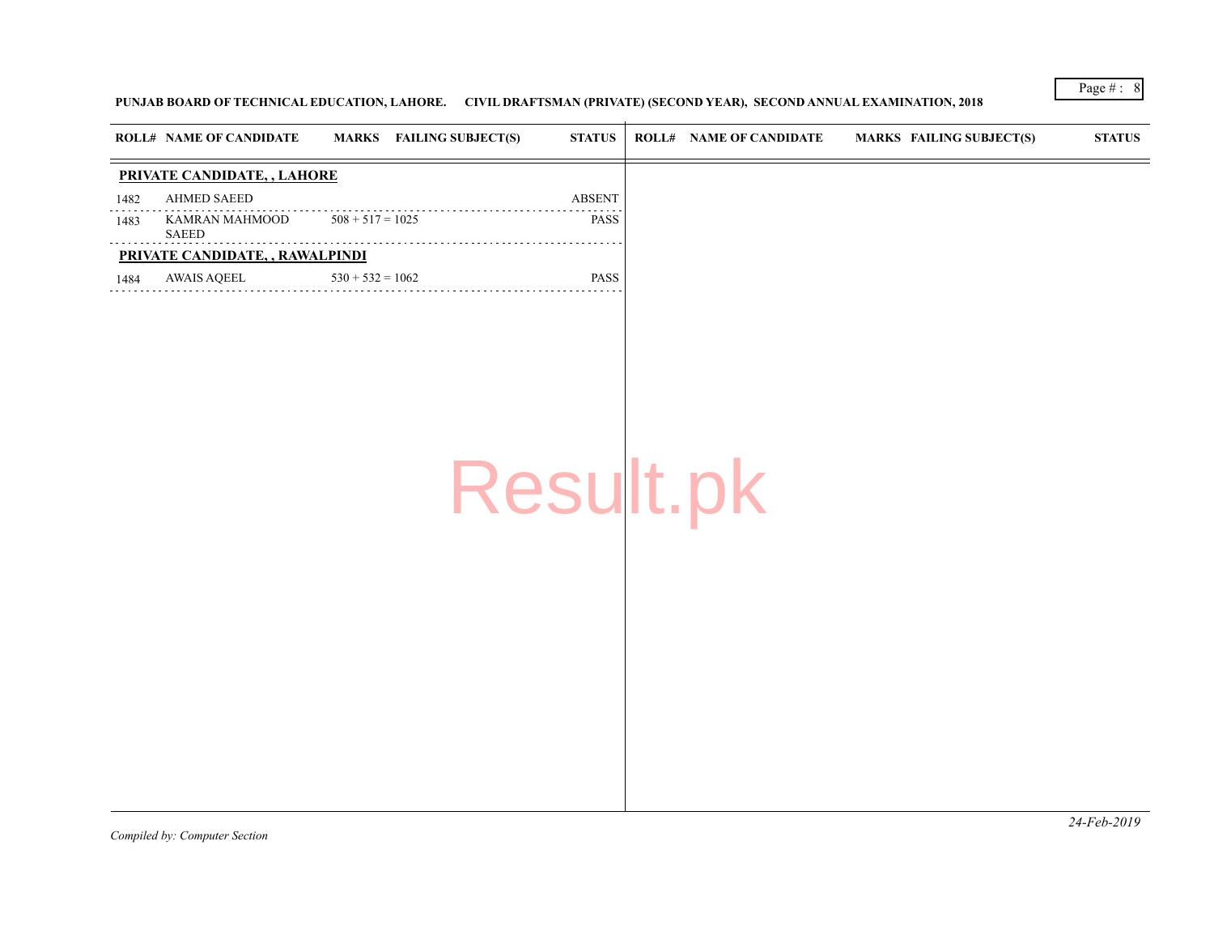**PUNJAB BOARD OF TECHNICAL EDUCATION, LAHORE. CIVIL DRAFTSMAN (PRIVATE) (SECOND YEAR), SECOND ANNUAL EXAMINATION, 2018**

| ROLL# | NAME OF CANDIDATE | MARKS | FAILING SUBJECT(S) | STATUS |
|---|---|---|---|---|
| **PRIVATE CANDIDATE, , LAHORE** | | | | |
| 1482 | AHMED SAEED | | | ABSENT |
| 1483 | KAMRAN MAHMOOD SAEED | 508 + 517 = 1025 | | PASS |
| **PRIVATE CANDIDATE, , RAWALPINDI** | | | | |
| 1484 | AWAIS AQEEL | 530 + 532 = 1062 | | PASS |

*Compiled by: Computer Section*

*24-Feb-2019*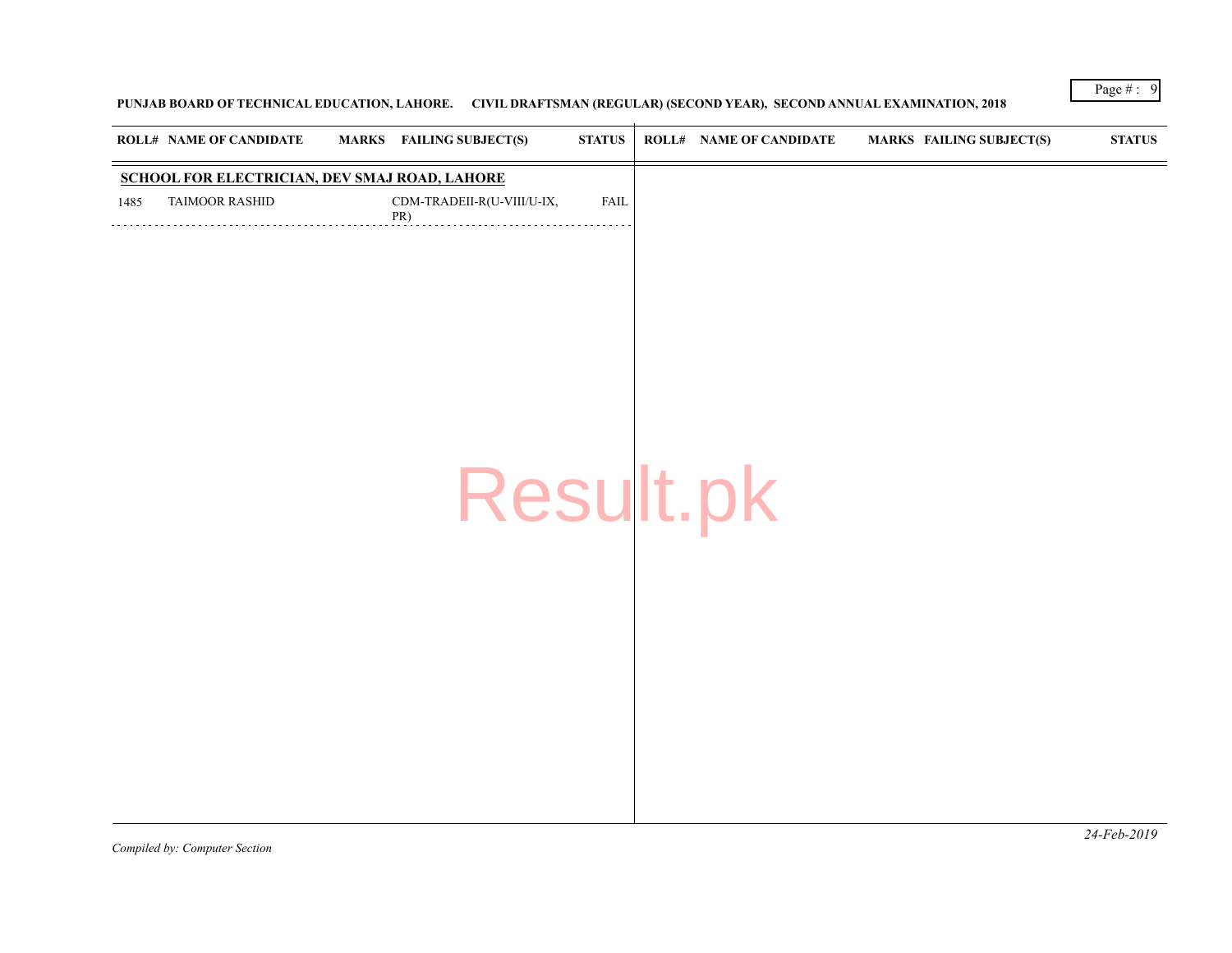**PUNJAB BOARD OF TECHNICAL EDUCATION, LAHORE. CIVIL DRAFTSMAN (REGULAR) (SECOND YEAR), SECOND ANNUAL EXAMINATION, 2018**

| ROLL# | NAME OF CANDIDATE | MARKS | FAILING SUBJECT(S) | STATUS |
|---|---|---|---|---|
| **SCHOOL FOR ELECTRICIAN, DEV SMAJ ROAD, LAHORE** | | | | |
| 1485 | TAIMOOR RASHID | | CDM-TRADEII-R(U-VIII/U-IX, PR) | FAIL |

Result.pk

*Compiled by: Computer Section*

*24-Feb-2019*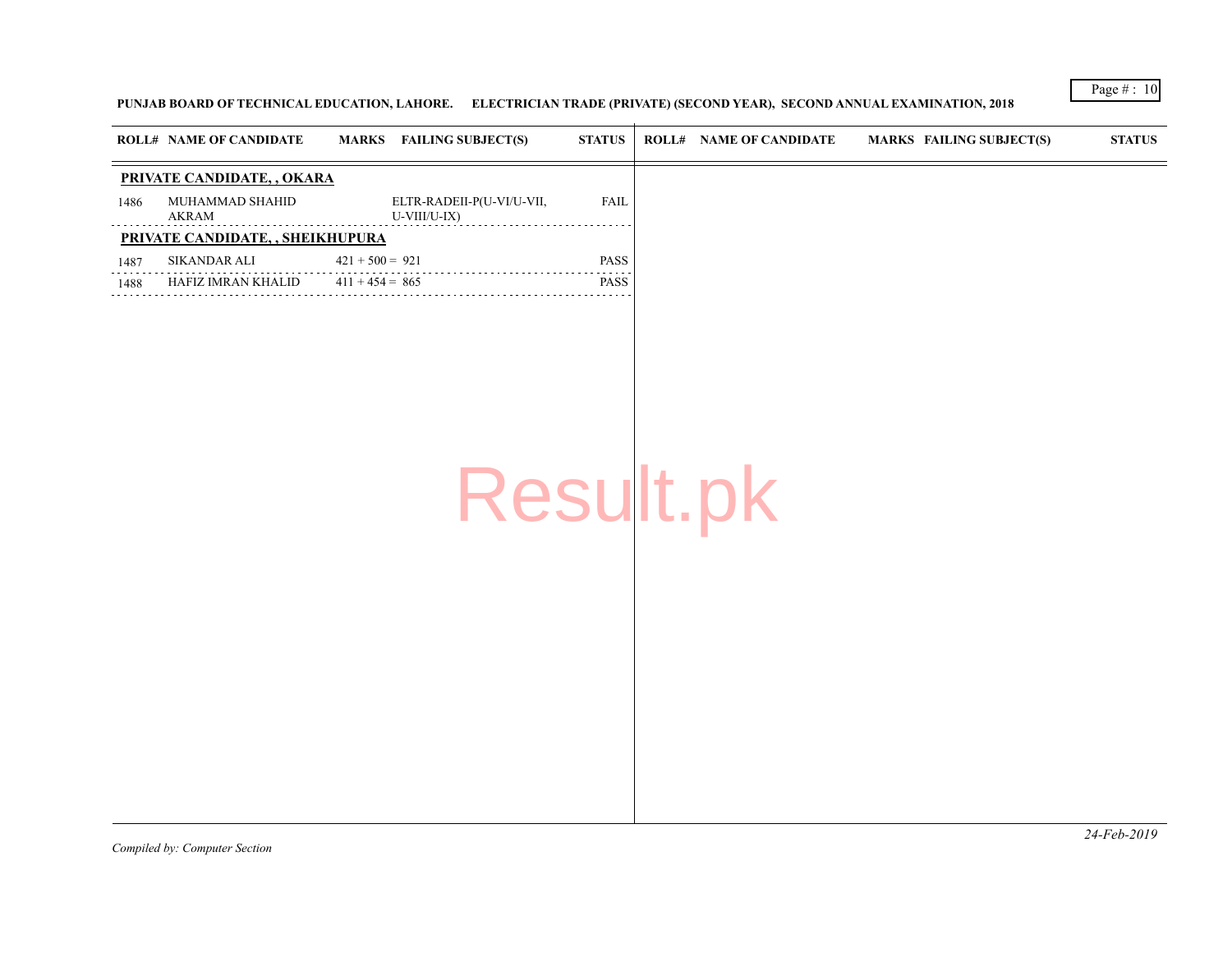**PUNJAB BOARD OF TECHNICAL EDUCATION, LAHORE. ELECTRICIAN TRADE (PRIVATE) (SECOND YEAR), SECOND ANNUAL EXAMINATION, 2018**

| ROLL# | NAME OF CANDIDATE | MARKS | FAILING SUBJECT(S) | STATUS |
|---|---|---|---|---|
| **PRIVATE CANDIDATE, , OKARA** | | | | |
| 1486 | MUHAMMAD SHAHID AKRAM | | ELTR-RADEII-P(U-VI/U-VII, U-VIII/U-IX) | FAIL |
| **PRIVATE CANDIDATE, , SHEIKHUPURA** | | | | |
| 1487 | SIKANDAR ALI | 421 + 500 = 921 | | PASS |
| 1488 | HAFIZ IMRAN KHALID | 411 + 454 = 865 | | PASS |

Result.pk

*Compiled by: Computer Section*

*24-Feb-2019*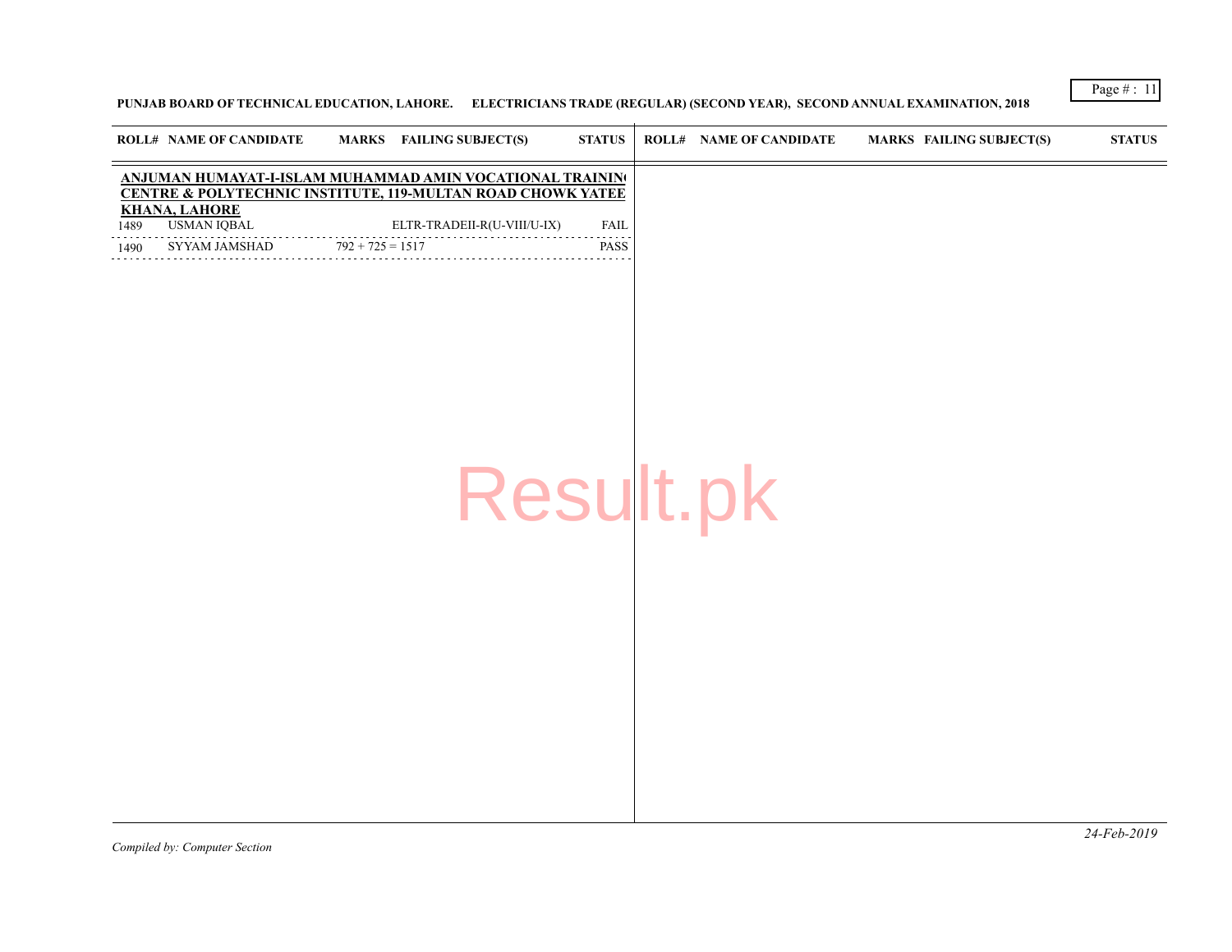PUNJAB BOARD OF TECHNICAL EDUCATION, LAHORE. ELECTRICIANS TRADE (REGULAR) (SECOND YEAR), SECOND ANNUAL EXAMINATION, 2018

| ROLL# | NAME OF CANDIDATE | MARKS | FAILING SUBJECT(S) | STATUS |
|---|---|---|---|---|
| **ANJUMAN HUMAYAT-I-ISLAM MUHAMMAD AMIN VOCATIONAL TRAINING CENTRE & POLYTECHNIC INSTITUTE, 119-MULTAN ROAD CHOWK YATEEM KHANA, LAHORE** | | | | |
| 1489 | USMAN IQBAL | | ELTR-TRADEII-R(U-VIII/U-IX) | FAIL |
| 1490 | SYYAM JAMSHAD | 792 + 725 = 1517 | | PASS |

Result.pk

*Compiled by: Computer Section*

*24-Feb-2019*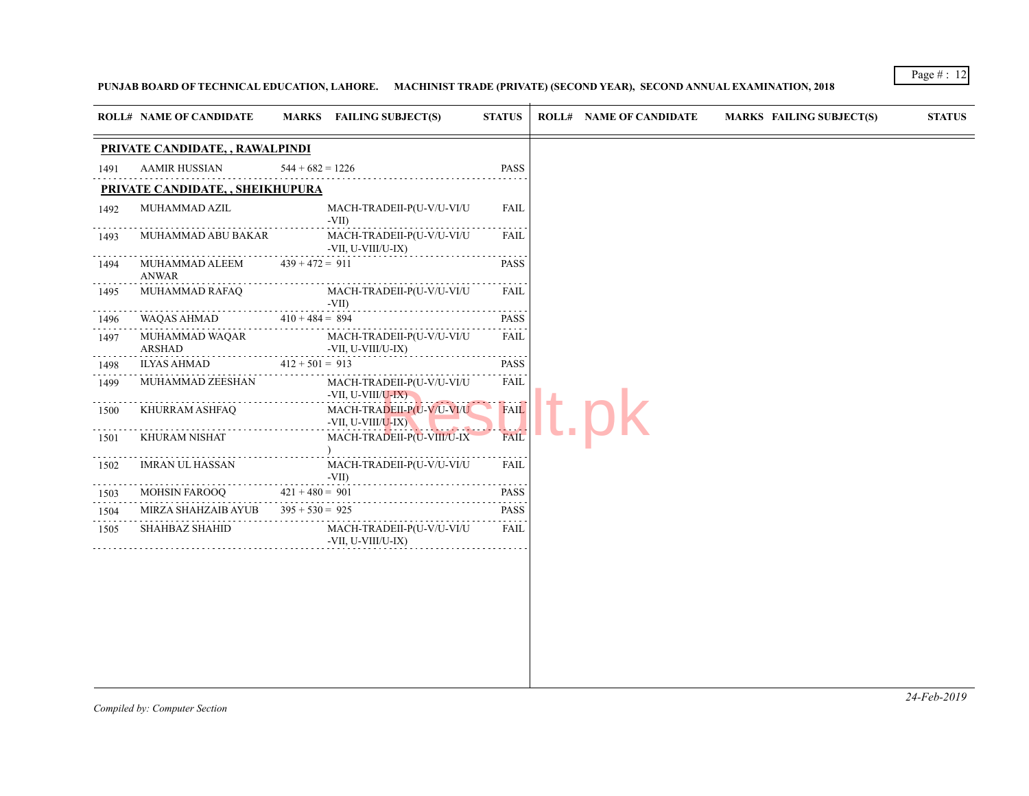**PUNJAB BOARD OF TECHNICAL EDUCATION, LAHORE. MACHINIST TRADE (PRIVATE) (SECOND YEAR), SECOND ANNUAL EXAMINATION, 2018**

| ROLL# | NAME OF CANDIDATE | MARKS | FAILING SUBJECT(S) | STATUS |
|---|---|---|---|---|
| **PRIVATE CANDIDATE, , RAWALPINDI** | | | | |
| 1491 | AAMIR HUSSIAN | 544 + 682 = 1226 | | PASS |
| **PRIVATE CANDIDATE, , SHEIKHUPURA** | | | | |
| 1492 | MUHAMMAD AZIL | | MACH-TRADEII-P(U-V/U-VI/U-VII) | FAIL |
| 1493 | MUHAMMAD ABU BAKAR | | MACH-TRADEII-P(U-V/U-VI/U-VII, U-VIII/U-IX) | FAIL |
| 1494 | MUHAMMAD ALEEM ANWAR | 439 + 472 = 911 | | PASS |
| 1495 | MUHAMMAD RAFAQ | | MACH-TRADEII-P(U-V/U-VI/U-VII) | FAIL |
| 1496 | WAQAS AHMAD | 410 + 484 = 894 | | PASS |
| 1497 | MUHAMMAD WAQAR ARSHAD | | MACH-TRADEII-P(U-V/U-VI/U-VII, U-VIII/U-IX) | FAIL |
| 1498 | ILYAS AHMAD | 412 + 501 = 913 | | PASS |
| 1499 | MUHAMMAD ZEESHAN | | MACH-TRADEII-P(U-V/U-VI/U-VII, U-VIII/U-IX) | FAIL |
| 1500 | KHURRAM ASHFAQ | | MACH-TRADEII-P(U-V/U-VI/U-VII, U-VIII/U-IX) | FAIL |
| 1501 | KHURAM NISHAT | | MACH-TRADEII-P(U-VIII/U-IX) | FAIL |
| 1502 | IMRAN UL HASSAN | | MACH-TRADEII-P(U-V/U-VI/U-VII) | FAIL |
| 1503 | MOHSIN FAROOQ | 421 + 480 = 901 | | PASS |
| 1504 | MIRZA SHAHZAIB AYUB | 395 + 530 = 925 | | PASS |
| 1505 | SHAHBAZ SHAHID | | MACH-TRADEII-P(U-V/U-VI/U-VII, U-VIII/U-IX) | FAIL |

*Compiled by: Computer Section*

*24-Feb-2019*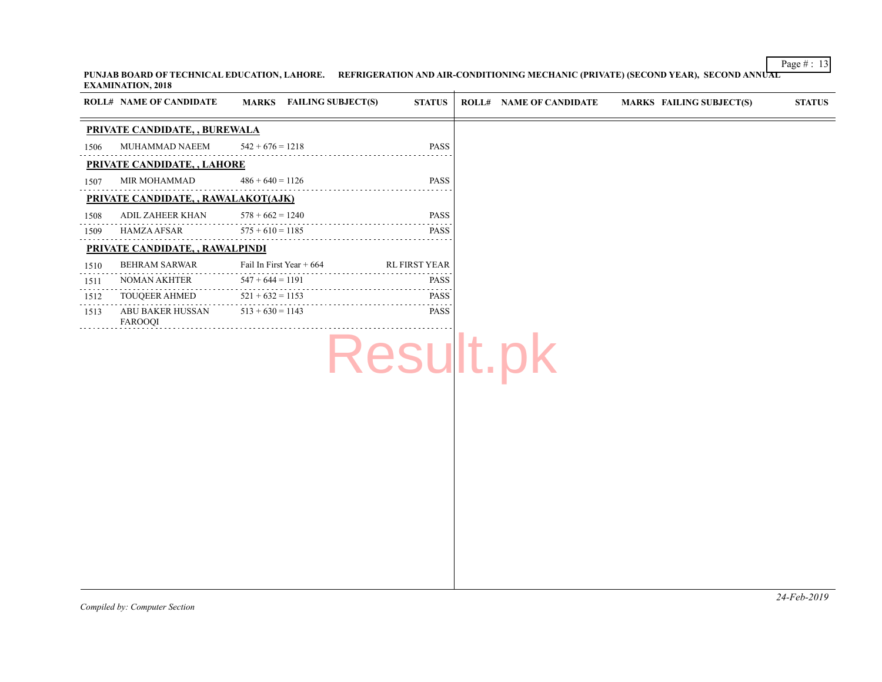**PUNJAB BOARD OF TECHNICAL EDUCATION, LAHORE. REFRIGERATION AND AIR-CONDITIONING MECHANIC (PRIVATE) (SECOND YEAR), SECOND ANNUAL EXAMINATION, 2018**

| ROLL# | NAME OF CANDIDATE | MARKS | FAILING SUBJECT(S) | STATUS |
|---|---|---|---|---|
| **PRIVATE CANDIDATE, , BUREWALA** | | | | |
| 1506 | MUHAMMAD NAEEM | 542 + 676 = 1218 | | PASS |
| **PRIVATE CANDIDATE, , LAHORE** | | | | |
| 1507 | MIR MOHAMMAD | 486 + 640 = 1126 | | PASS |
| **PRIVATE CANDIDATE, , RAWALAKOT(AJK)** | | | | |
| 1508 | ADIL ZAHEER KHAN | 578 + 662 = 1240 | | PASS |
| 1509 | HAMZA AFSAR | 575 + 610 = 1185 | | PASS |
| **PRIVATE CANDIDATE, , RAWALPINDI** | | | | |
| 1510 | BEHRAM SARWAR | Fail In First Year + 664 | | RL FIRST YEAR |
| 1511 | NOMAN AKHTER | 547 + 644 = 1191 | | PASS |
| 1512 | TOUQEER AHMED | 521 + 632 = 1153 | | PASS |
| 1513 | ABU BAKER HUSSAN FAROOQI | 513 + 630 = 1143 | | PASS |

*Compiled by: Computer Section*

*24-Feb-2019*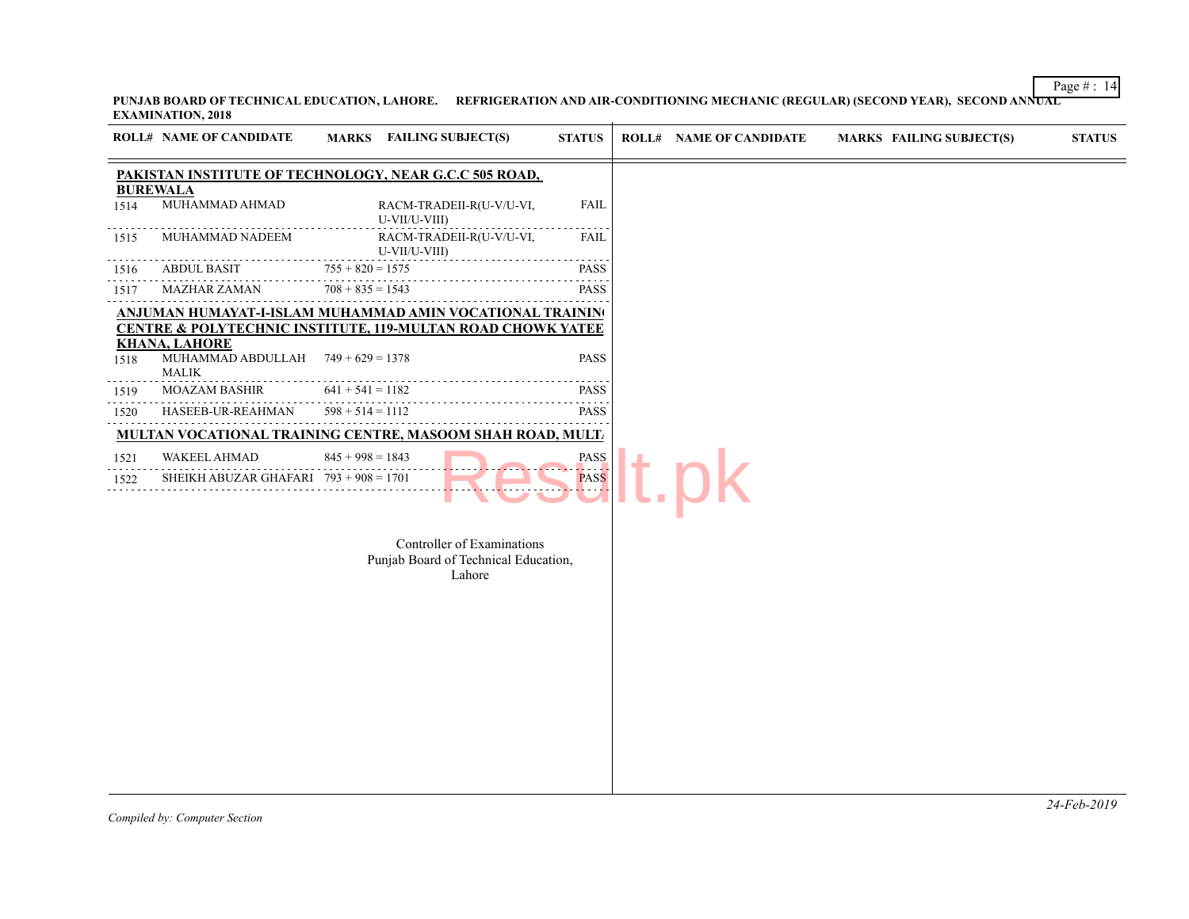**PUNJAB BOARD OF TECHNICAL EDUCATION, LAHORE. REFRIGERATION AND AIR-CONDITIONING MECHANIC (REGULAR) (SECOND YEAR), SECOND ANNUAL EXAMINATION, 2018**

| ROLL# | NAME OF CANDIDATE | MARKS | FAILING SUBJECT(S) | STATUS |
|---|---|---|---|---|
| | **PAKISTAN INSTITUTE OF TECHNOLOGY, NEAR G.C.C 505 ROAD, BUREWALA** | | | |
| 1514 | MUHAMMAD AHMAD | | RACM-TRADEII-R(U-V/U-VI, U-VII/U-VIII) | FAIL |
| 1515 | MUHAMMAD NADEEM | | RACM-TRADEII-R(U-V/U-VI, U-VII/U-VIII) | FAIL |
| 1516 | ABDUL BASIT | 755 + 820 = 1575 | | PASS |
| 1517 | MAZHAR ZAMAN | 708 + 835 = 1543 | | PASS |
| | **ANJUMAN HUMAYAT-I-ISLAM MUHAMMAD AMIN VOCATIONAL TRAINING CENTRE & POLYTECHNIC INSTITUTE, 119-MULTAN ROAD CHOWK YATEEM KHANA, LAHORE** | | | |
| 1518 | MUHAMMAD ABDULLAH MALIK | 749 + 629 = 1378 | | PASS |
| 1519 | MOAZAM BASHIR | 641 + 541 = 1182 | | PASS |
| 1520 | HASEEB-UR-REAHMAN | 598 + 514 = 1112 | | PASS |
| | **MULTAN VOCATIONAL TRAINING CENTRE, MASOOM SHAH ROAD, MULTAN** | | | |
| 1521 | WAKEEL AHMAD | 845 + 998 = 1843 | | PASS |
| 1522 | SHEIKH ABUZAR GHAFARI | 793 + 908 = 1701 | | PASS |

Controller of Examinations
Punjab Board of Technical Education,
Lahore

24-Feb-2019

*Compiled by: Computer Section*